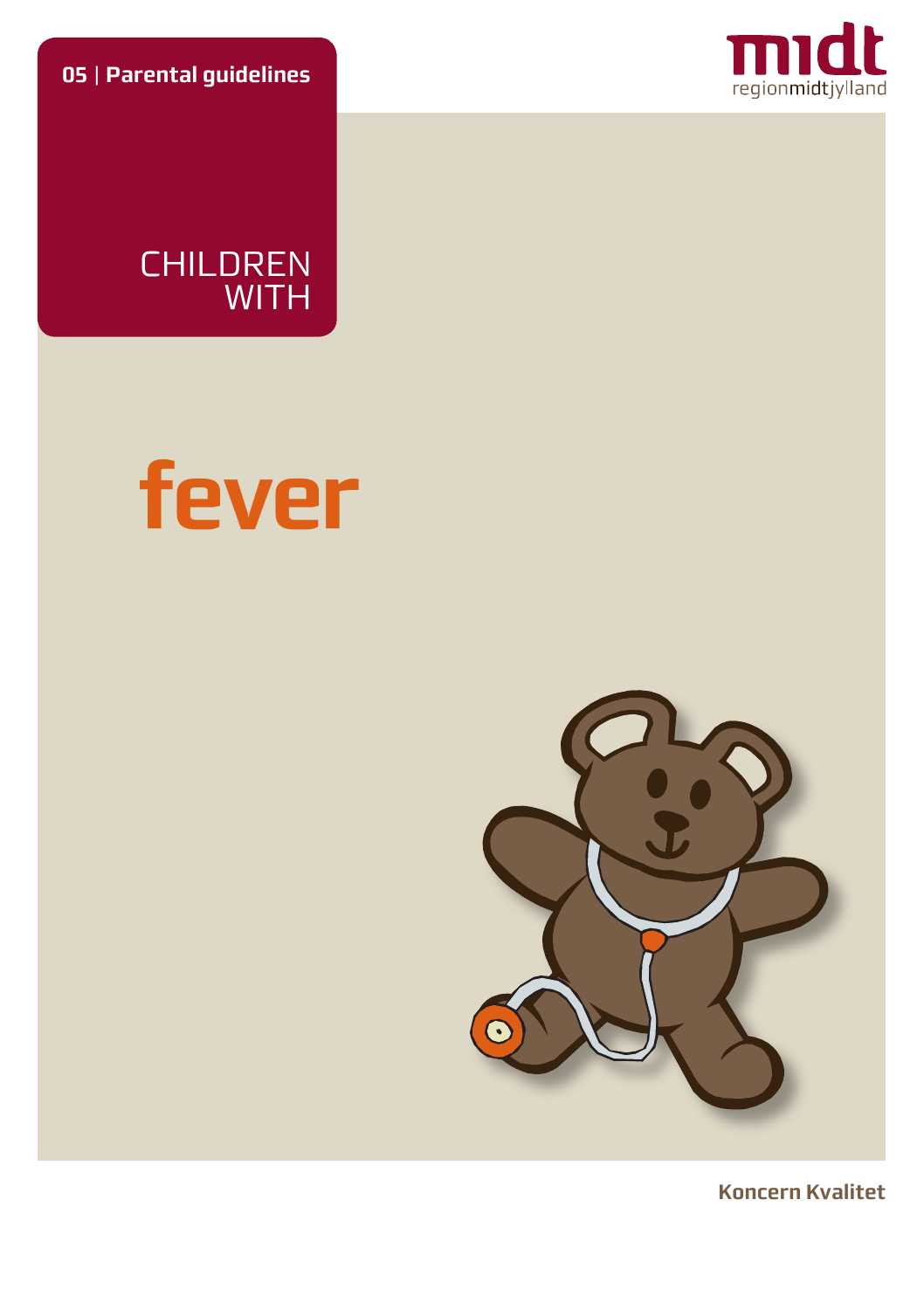**05** | **Parental guidelines**

midt
regionmidtjylland

# CHILDREN WITH

# fever

**Koncern Kvalitet**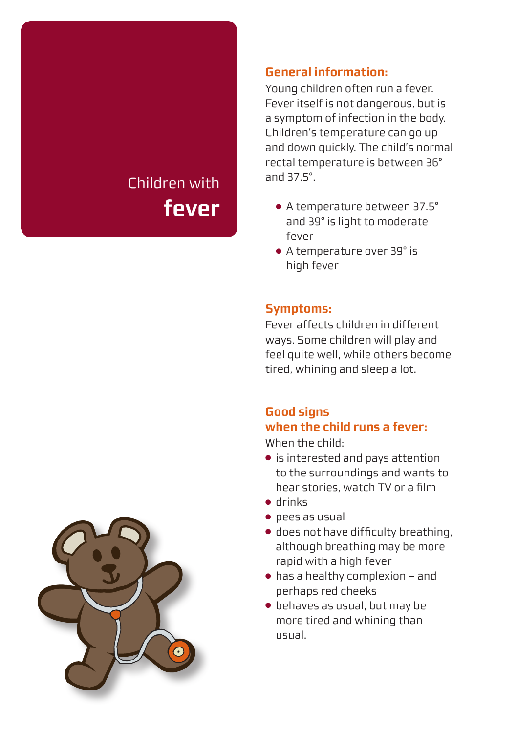# Children with **fever**

## General information:

Young children often run a fever. Fever itself is not dangerous, but is a symptom of infection in the body. Children's temperature can go up and down quickly. The child's normal rectal temperature is between 36° and 37.5°.

- A temperature between 37.5° and 39° is light to moderate fever
- A temperature over 39° is high fever

## Symptoms:

Fever affects children in different ways. Some children will play and feel quite well, while others become tired, whining and sleep a lot.

## Good signs when the child runs a fever:

When the child:

- is interested and pays attention to the surroundings and wants to hear stories, watch TV or a film
- drinks
- pees as usual
- does not have difficulty breathing, although breathing may be more rapid with a high fever
- has a healthy complexion – and perhaps red cheeks
- behaves as usual, but may be more tired and whining than usual.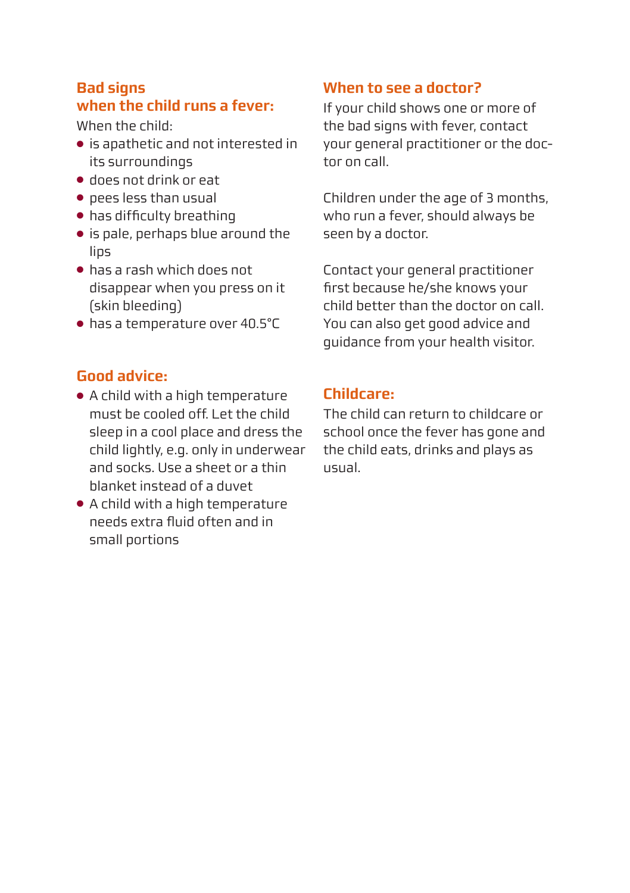## Bad signs when the child runs a fever:

When the child:

- is apathetic and not interested in its surroundings
- does not drink or eat
- pees less than usual
- has difficulty breathing
- is pale, perhaps blue around the lips
- has a rash which does not disappear when you press on it (skin bleeding)
- has a temperature over 40.5°C

## Good advice:

- A child with a high temperature must be cooled off. Let the child sleep in a cool place and dress the child lightly, e.g. only in underwear and socks. Use a sheet or a thin blanket instead of a duvet
- A child with a high temperature needs extra fluid often and in small portions

## When to see a doctor?

If your child shows one or more of the bad signs with fever, contact your general practitioner or the doctor on call.

Children under the age of 3 months, who run a fever, should always be seen by a doctor.

Contact your general practitioner first because he/she knows your child better than the doctor on call. You can also get good advice and guidance from your health visitor.

## Childcare:

The child can return to childcare or school once the fever has gone and the child eats, drinks and plays as usual.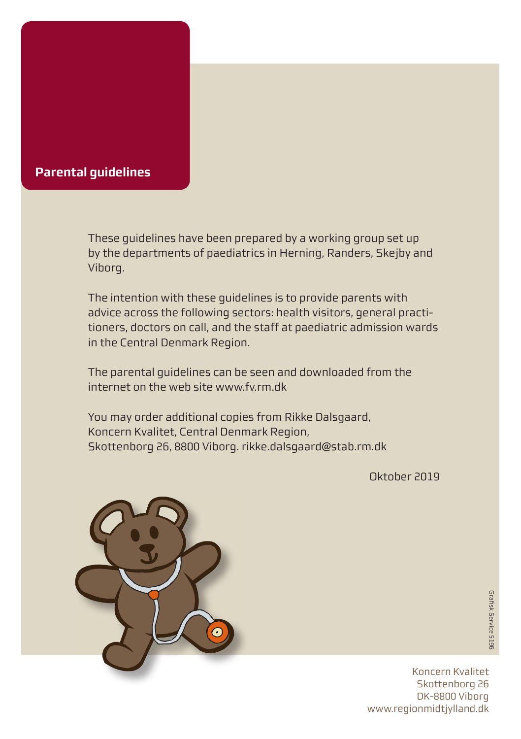**Parental guidelines**

These guidelines have been prepared by a working group set up by the departments of paediatrics in Herning, Randers, Skejby and Viborg.

The intention with these guidelines is to provide parents with advice across the following sectors: health visitors, general practitioners, doctors on call, and the staff at paediatric admission wards in the Central Denmark Region.

The parental guidelines can be seen and downloaded from the internet on the web site www.fv.rm.dk

You may order additional copies from Rikke Dalsgaard,
Koncern Kvalitet, Central Denmark Region,
Skottenborg 26, 8800 Viborg. rikke.dalsgaard@stab.rm.dk

Oktober 2019

Grafisk Service 5196

Koncern Kvalitet
Skottenborg 26
DK-8800 Viborg
www.regionmidtjylland.dk